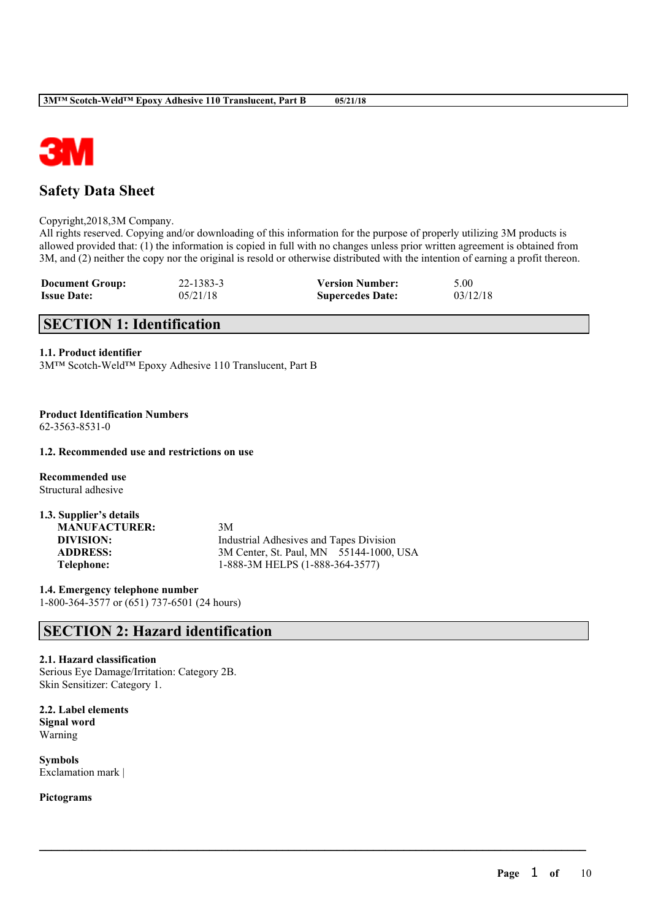# Safety Data Sheet

Copyright,2018,3M Company.
All rights reserved. Copying and/or downloading of this information for the purpose of properly utilizing 3M products is allowed provided that: (1) the information is copied in full with no changes unless prior written agreement is obtained from 3M, and (2) neither the copy nor the original is resold or otherwise distributed with the intention of earning a profit thereon.

| **Document Group:** | 22-1383-3 | **Version Number:** | 5.00 |
|---|---|---|---|
| **Issue Date:** | 05/21/18 | **Supercedes Date:** | 03/12/18 |

## SECTION 1: Identification

### 1.1. Product identifier

3M™ Scotch-Weld™ Epoxy Adhesive 110 Translucent, Part B

**Product Identification Numbers**
62-3563-8531-0

### 1.2. Recommended use and restrictions on use

**Recommended use**
Structural adhesive

### 1.3. Supplier's details

| | |
|---|---|
| **MANUFACTURER:** | 3M |
| **DIVISION:** | Industrial Adhesives and Tapes Division |
| **ADDRESS:** | 3M Center, St. Paul, MN 55144-1000, USA |
| **Telephone:** | 1-888-3M HELPS (1-888-364-3577) |

### 1.4. Emergency telephone number

1-800-364-3577 or (651) 737-6501 (24 hours)

## SECTION 2: Hazard identification

### 2.1. Hazard classification

Serious Eye Damage/Irritation: Category 2B.
Skin Sensitizer: Category 1.

### 2.2. Label elements

**Signal word**
Warning

**Symbols**
Exclamation mark |

**Pictograms**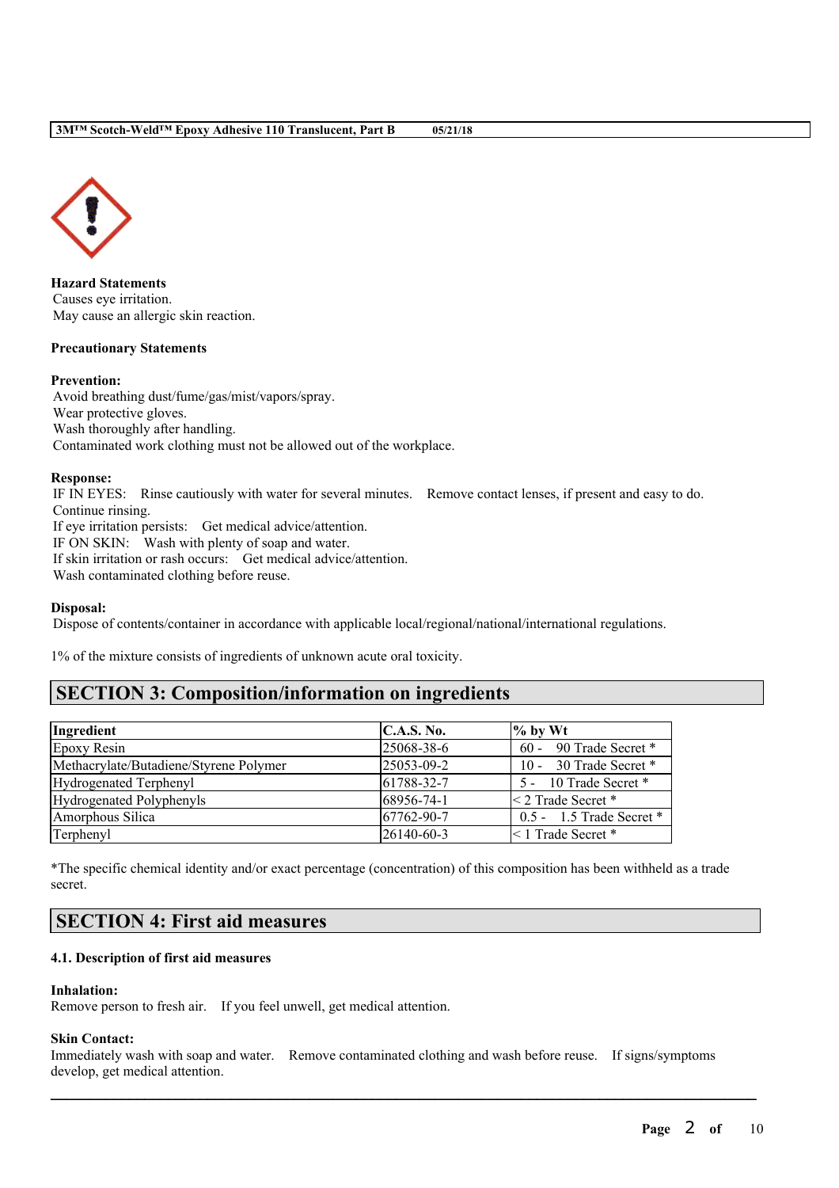**Hazard Statements**
Causes eye irritation.
May cause an allergic skin reaction.

**Precautionary Statements**

**Prevention:**
Avoid breathing dust/fume/gas/mist/vapors/spray.
Wear protective gloves.
Wash thoroughly after handling.
Contaminated work clothing must not be allowed out of the workplace.

**Response:**
IF IN EYES: Rinse cautiously with water for several minutes. Remove contact lenses, if present and easy to do. Continue rinsing.
If eye irritation persists: Get medical advice/attention.
IF ON SKIN: Wash with plenty of soap and water.
If skin irritation or rash occurs: Get medical advice/attention.
Wash contaminated clothing before reuse.

**Disposal:**
Dispose of contents/container in accordance with applicable local/regional/national/international regulations.

1% of the mixture consists of ingredients of unknown acute oral toxicity.

## SECTION 3: Composition/information on ingredients

| Ingredient | C.A.S. No. | % by Wt |
|---|---|---|
| Epoxy Resin | 25068-38-6 | 60 - 90 Trade Secret * |
| Methacrylate/Butadiene/Styrene Polymer | 25053-09-2 | 10 - 30 Trade Secret * |
| Hydrogenated Terphenyl | 61788-32-7 | 5 - 10 Trade Secret * |
| Hydrogenated Polyphenyls | 68956-74-1 | < 2 Trade Secret * |
| Amorphous Silica | 67762-90-7 | 0.5 - 1.5 Trade Secret * |
| Terphenyl | 26140-60-3 | < 1 Trade Secret * |

*The specific chemical identity and/or exact percentage (concentration) of this composition has been withheld as a trade secret.

## SECTION 4: First aid measures

### 4.1. Description of first aid measures

**Inhalation:**
Remove person to fresh air. If you feel unwell, get medical attention.

**Skin Contact:**
Immediately wash with soap and water. Remove contaminated clothing and wash before reuse. If signs/symptoms develop, get medical attention.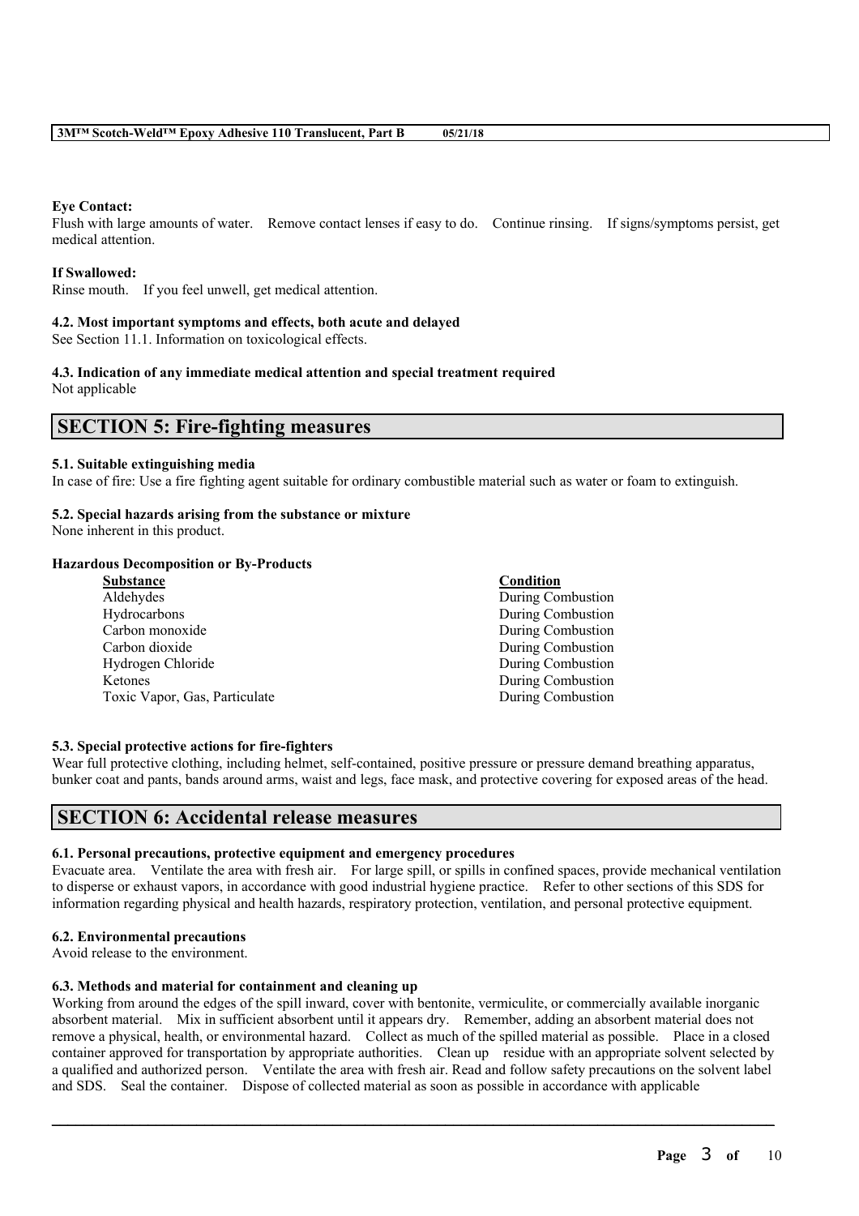**Eye Contact:**
Flush with large amounts of water. Remove contact lenses if easy to do. Continue rinsing. If signs/symptoms persist, get medical attention.

**If Swallowed:**
Rinse mouth. If you feel unwell, get medical attention.

### 4.2. Most important symptoms and effects, both acute and delayed
See Section 11.1. Information on toxicological effects.

### 4.3. Indication of any immediate medical attention and special treatment required
Not applicable

## SECTION 5: Fire-fighting measures

### 5.1. Suitable extinguishing media
In case of fire: Use a fire fighting agent suitable for ordinary combustible material such as water or foam to extinguish.

### 5.2. Special hazards arising from the substance or mixture
None inherent in this product.

**Hazardous Decomposition or By-Products**

| Substance | Condition |
| --- | --- |
| Aldehydes | During Combustion |
| Hydrocarbons | During Combustion |
| Carbon monoxide | During Combustion |
| Carbon dioxide | During Combustion |
| Hydrogen Chloride | During Combustion |
| Ketones | During Combustion |
| Toxic Vapor, Gas, Particulate | During Combustion |

### 5.3. Special protective actions for fire-fighters
Wear full protective clothing, including helmet, self-contained, positive pressure or pressure demand breathing apparatus, bunker coat and pants, bands around arms, waist and legs, face mask, and protective covering for exposed areas of the head.

## SECTION 6: Accidental release measures

### 6.1. Personal precautions, protective equipment and emergency procedures
Evacuate area. Ventilate the area with fresh air. For large spill, or spills in confined spaces, provide mechanical ventilation to disperse or exhaust vapors, in accordance with good industrial hygiene practice. Refer to other sections of this SDS for information regarding physical and health hazards, respiratory protection, ventilation, and personal protective equipment.

### 6.2. Environmental precautions
Avoid release to the environment.

### 6.3. Methods and material for containment and cleaning up
Working from around the edges of the spill inward, cover with bentonite, vermiculite, or commercially available inorganic absorbent material. Mix in sufficient absorbent until it appears dry. Remember, adding an absorbent material does not remove a physical, health, or environmental hazard. Collect as much of the spilled material as possible. Place in a closed container approved for transportation by appropriate authorities. Clean up residue with an appropriate solvent selected by a qualified and authorized person. Ventilate the area with fresh air. Read and follow safety precautions on the solvent label and SDS. Seal the container. Dispose of collected material as soon as possible in accordance with applicable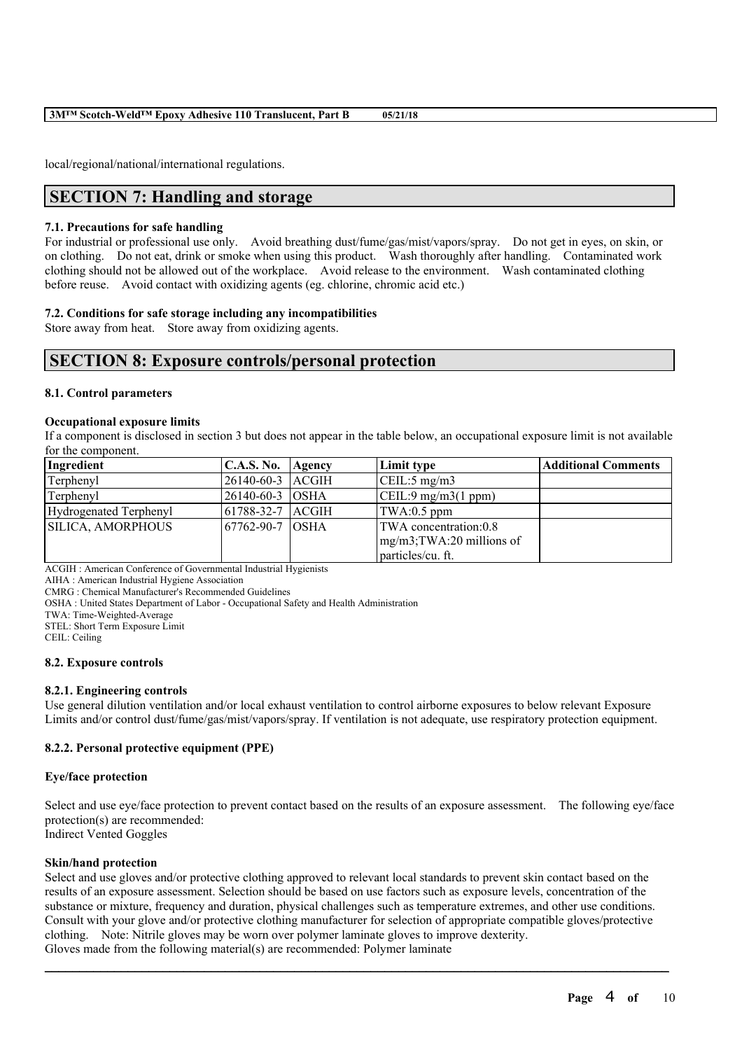local/regional/national/international regulations.

## SECTION 7: Handling and storage

### 7.1. Precautions for safe handling

For industrial or professional use only. Avoid breathing dust/fume/gas/mist/vapors/spray. Do not get in eyes, on skin, or on clothing. Do not eat, drink or smoke when using this product. Wash thoroughly after handling. Contaminated work clothing should not be allowed out of the workplace. Avoid release to the environment. Wash contaminated clothing before reuse. Avoid contact with oxidizing agents (eg. chlorine, chromic acid etc.)

### 7.2. Conditions for safe storage including any incompatibilities

Store away from heat. Store away from oxidizing agents.

## SECTION 8: Exposure controls/personal protection

### 8.1. Control parameters

**Occupational exposure limits**

If a component is disclosed in section 3 but does not appear in the table below, an occupational exposure limit is not available for the component.

| Ingredient | C.A.S. No. | Agency | Limit type | Additional Comments |
|---|---|---|---|---|
| Terphenyl | 26140-60-3 | ACGIH | CEIL:5 mg/m3 | |
| Terphenyl | 26140-60-3 | OSHA | CEIL:9 mg/m3(1 ppm) | |
| Hydrogenated Terphenyl | 61788-32-7 | ACGIH | TWA:0.5 ppm | |
| SILICA, AMORPHOUS | 67762-90-7 | OSHA | TWA concentration:0.8 mg/m3;TWA:20 millions of particles/cu. ft. | |

ACGIH : American Conference of Governmental Industrial Hygienists
AIHA : American Industrial Hygiene Association
CMRG : Chemical Manufacturer's Recommended Guidelines
OSHA : United States Department of Labor - Occupational Safety and Health Administration
TWA: Time-Weighted-Average
STEL: Short Term Exposure Limit
CEIL: Ceiling

### 8.2. Exposure controls

#### 8.2.1. Engineering controls

Use general dilution ventilation and/or local exhaust ventilation to control airborne exposures to below relevant Exposure Limits and/or control dust/fume/gas/mist/vapors/spray. If ventilation is not adequate, use respiratory protection equipment.

#### 8.2.2. Personal protective equipment (PPE)

**Eye/face protection**

Select and use eye/face protection to prevent contact based on the results of an exposure assessment. The following eye/face protection(s) are recommended:
Indirect Vented Goggles

**Skin/hand protection**

Select and use gloves and/or protective clothing approved to relevant local standards to prevent skin contact based on the results of an exposure assessment. Selection should be based on use factors such as exposure levels, concentration of the substance or mixture, frequency and duration, physical challenges such as temperature extremes, and other use conditions. Consult with your glove and/or protective clothing manufacturer for selection of appropriate compatible gloves/protective clothing. Note: Nitrile gloves may be worn over polymer laminate gloves to improve dexterity.
Gloves made from the following material(s) are recommended: Polymer laminate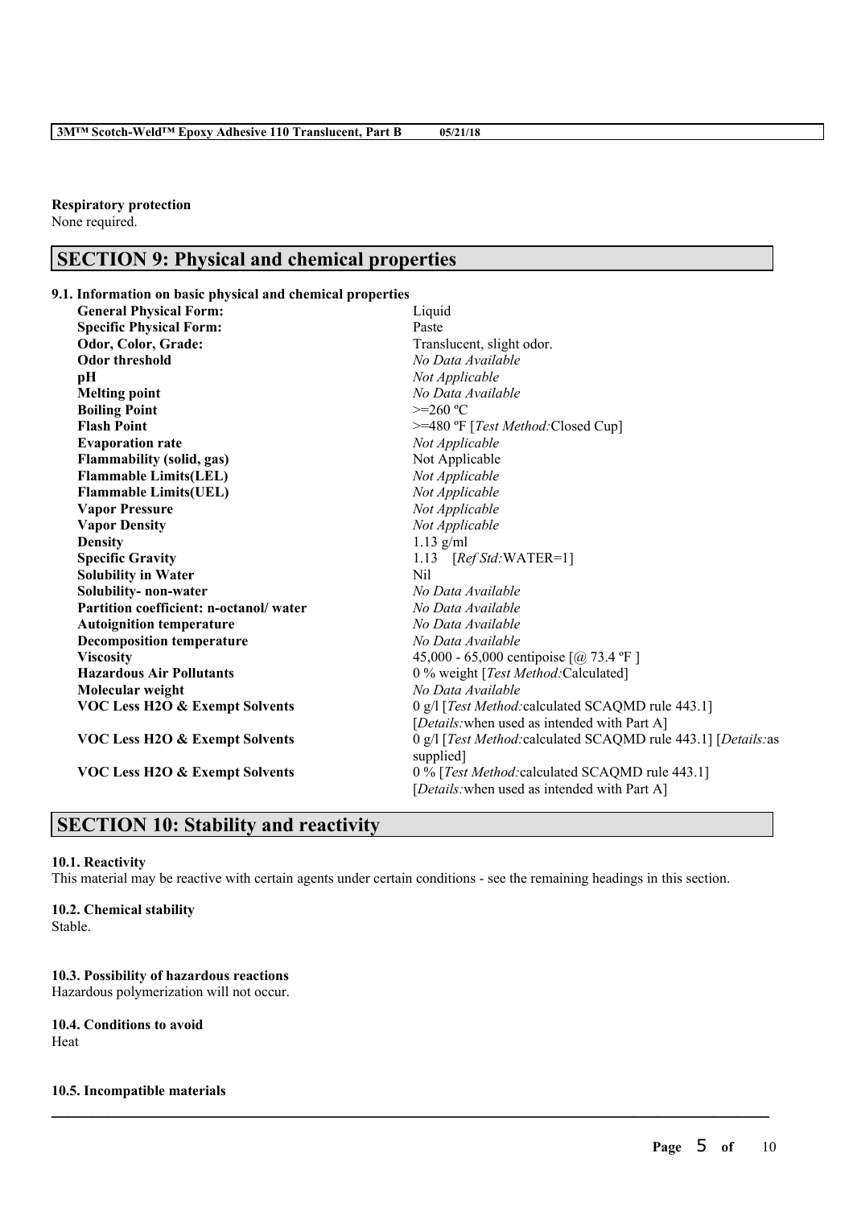**Respiratory protection**
None required.

## SECTION 9: Physical and chemical properties

**9.1. Information on basic physical and chemical properties**

| Property | Value |
|---|---|
| **General Physical Form:** | Liquid |
| **Specific Physical Form:** | Paste |
| **Odor, Color, Grade:** | Translucent, slight odor. |
| **Odor threshold** | *No Data Available* |
| **pH** | *Not Applicable* |
| **Melting point** | *No Data Available* |
| **Boiling Point** | >=260 ºC |
| **Flash Point** | >=480 ºF [*Test Method:*Closed Cup] |
| **Evaporation rate** | *Not Applicable* |
| **Flammability (solid, gas)** | Not Applicable |
| **Flammable Limits(LEL)** | *Not Applicable* |
| **Flammable Limits(UEL)** | *Not Applicable* |
| **Vapor Pressure** | *Not Applicable* |
| **Vapor Density** | *Not Applicable* |
| **Density** | 1.13 g/ml |
| **Specific Gravity** | 1.13 [*Ref Std:*WATER=1] |
| **Solubility in Water** | Nil |
| **Solubility- non-water** | *No Data Available* |
| **Partition coefficient: n-octanol/ water** | *No Data Available* |
| **Autoignition temperature** | *No Data Available* |
| **Decomposition temperature** | *No Data Available* |
| **Viscosity** | 45,000 - 65,000 centipoise [@ 73.4 ºF ] |
| **Hazardous Air Pollutants** | 0 % weight [*Test Method:*Calculated] |
| **Molecular weight** | *No Data Available* |
| **VOC Less H2O & Exempt Solvents** | 0 g/l [*Test Method:*calculated SCAQMD rule 443.1] [*Details:*when used as intended with Part A] |
| **VOC Less H2O & Exempt Solvents** | 0 g/l [*Test Method:*calculated SCAQMD rule 443.1] [*Details:*as supplied] |
| **VOC Less H2O & Exempt Solvents** | 0 % [*Test Method:*calculated SCAQMD rule 443.1] [*Details:*when used as intended with Part A] |

## SECTION 10: Stability and reactivity

**10.1. Reactivity**
This material may be reactive with certain agents under certain conditions - see the remaining headings in this section.

**10.2. Chemical stability**
Stable.

**10.3. Possibility of hazardous reactions**
Hazardous polymerization will not occur.

**10.4. Conditions to avoid**
Heat

**10.5. Incompatible materials**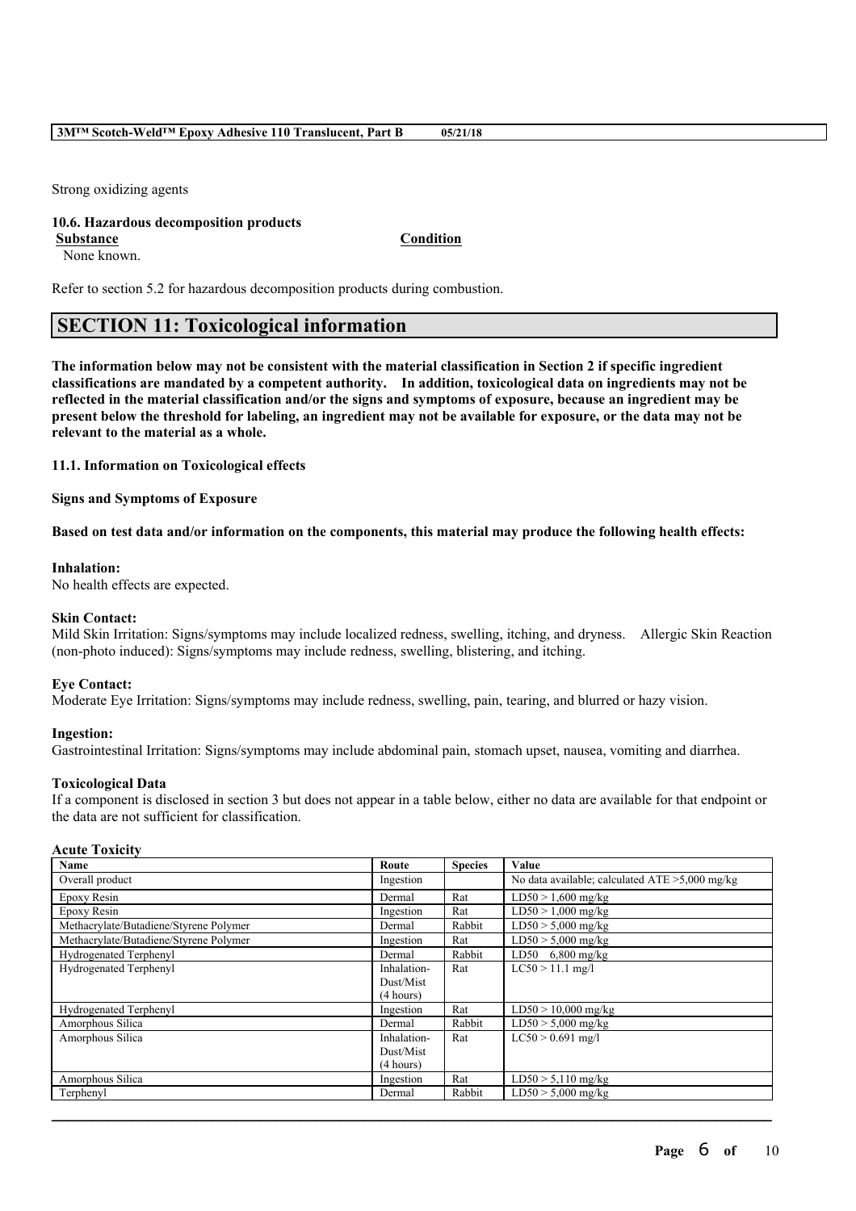Strong oxidizing agents

**10.6. Hazardous decomposition products**

| **Substance** | **Condition** |
|---|---|
| None known. | |

Refer to section 5.2 for hazardous decomposition products during combustion.

## SECTION 11: Toxicological information

**The information below may not be consistent with the material classification in Section 2 if specific ingredient classifications are mandated by a competent authority. In addition, toxicological data on ingredients may not be reflected in the material classification and/or the signs and symptoms of exposure, because an ingredient may be present below the threshold for labeling, an ingredient may not be available for exposure, or the data may not be relevant to the material as a whole.**

**11.1. Information on Toxicological effects**

**Signs and Symptoms of Exposure**

**Based on test data and/or information on the components, this material may produce the following health effects:**

**Inhalation:**
No health effects are expected.

**Skin Contact:**
Mild Skin Irritation: Signs/symptoms may include localized redness, swelling, itching, and dryness. Allergic Skin Reaction (non-photo induced): Signs/symptoms may include redness, swelling, blistering, and itching.

**Eye Contact:**
Moderate Eye Irritation: Signs/symptoms may include redness, swelling, pain, tearing, and blurred or hazy vision.

**Ingestion:**
Gastrointestinal Irritation: Signs/symptoms may include abdominal pain, stomach upset, nausea, vomiting and diarrhea.

**Toxicological Data**
If a component is disclosed in section 3 but does not appear in a table below, either no data are available for that endpoint or the data are not sufficient for classification.

**Acute Toxicity**

| Name | Route | Species | Value |
|---|---|---|---|
| Overall product | Ingestion | | No data available; calculated ATE >5,000 mg/kg |
| Epoxy Resin | Dermal | Rat | LD50 > 1,600 mg/kg |
| Epoxy Resin | Ingestion | Rat | LD50 > 1,000 mg/kg |
| Methacrylate/Butadiene/Styrene Polymer | Dermal | Rabbit | LD50 > 5,000 mg/kg |
| Methacrylate/Butadiene/Styrene Polymer | Ingestion | Rat | LD50 > 5,000 mg/kg |
| Hydrogenated Terphenyl | Dermal | Rabbit | LD50 6,800 mg/kg |
| Hydrogenated Terphenyl | Inhalation-Dust/Mist (4 hours) | Rat | LC50 > 11.1 mg/l |
| Hydrogenated Terphenyl | Ingestion | Rat | LD50 > 10,000 mg/kg |
| Amorphous Silica | Dermal | Rabbit | LD50 > 5,000 mg/kg |
| Amorphous Silica | Inhalation-Dust/Mist (4 hours) | Rat | LC50 > 0.691 mg/l |
| Amorphous Silica | Ingestion | Rat | LD50 > 5,110 mg/kg |
| Terphenyl | Dermal | Rabbit | LD50 > 5,000 mg/kg |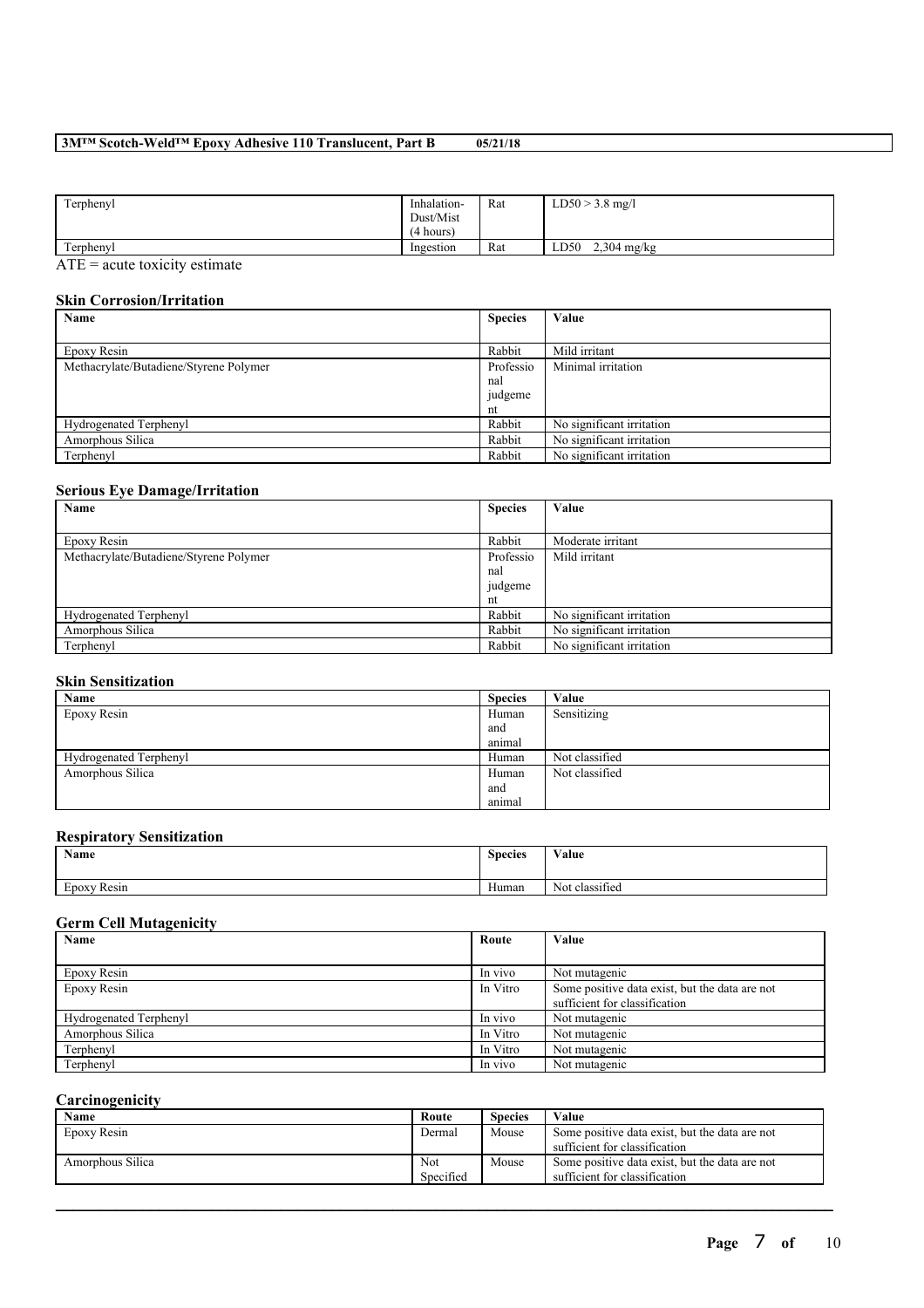| | | | |
|---|---|---|---|
| Terphenyl | Inhalation-Dust/Mist (4 hours) | Rat | LD50 > 3.8 mg/l |
| Terphenyl | Ingestion | Rat | LD50 2,304 mg/kg |

ATE = acute toxicity estimate

### Skin Corrosion/Irritation

| Name | Species | Value |
|---|---|---|
| Epoxy Resin | Rabbit | Mild irritant |
| Methacrylate/Butadiene/Styrene Polymer | Professional judgement | Minimal irritation |
| Hydrogenated Terphenyl | Rabbit | No significant irritation |
| Amorphous Silica | Rabbit | No significant irritation |
| Terphenyl | Rabbit | No significant irritation |

### Serious Eye Damage/Irritation

| Name | Species | Value |
|---|---|---|
| Epoxy Resin | Rabbit | Moderate irritant |
| Methacrylate/Butadiene/Styrene Polymer | Professional judgement | Mild irritant |
| Hydrogenated Terphenyl | Rabbit | No significant irritation |
| Amorphous Silica | Rabbit | No significant irritation |
| Terphenyl | Rabbit | No significant irritation |

### Skin Sensitization

| Name | Species | Value |
|---|---|---|
| Epoxy Resin | Human and animal | Sensitizing |
| Hydrogenated Terphenyl | Human | Not classified |
| Amorphous Silica | Human and animal | Not classified |

### Respiratory Sensitization

| Name | Species | Value |
|---|---|---|
| Epoxy Resin | Human | Not classified |

### Germ Cell Mutagenicity

| Name | Route | Value |
|---|---|---|
| Epoxy Resin | In vivo | Not mutagenic |
| Epoxy Resin | In Vitro | Some positive data exist, but the data are not sufficient for classification |
| Hydrogenated Terphenyl | In vivo | Not mutagenic |
| Amorphous Silica | In Vitro | Not mutagenic |
| Terphenyl | In Vitro | Not mutagenic |
| Terphenyl | In vivo | Not mutagenic |

### Carcinogenicity

| Name | Route | Species | Value |
|---|---|---|---|
| Epoxy Resin | Dermal | Mouse | Some positive data exist, but the data are not sufficient for classification |
| Amorphous Silica | Not Specified | Mouse | Some positive data exist, but the data are not sufficient for classification |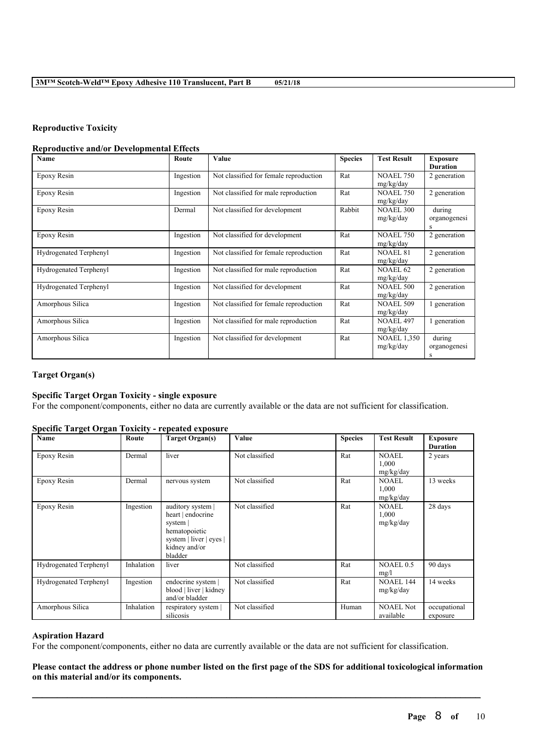## Reproductive Toxicity

### Reproductive and/or Developmental Effects

| Name | Route | Value | Species | Test Result | Exposure Duration |
|---|---|---|---|---|---|
| Epoxy Resin | Ingestion | Not classified for female reproduction | Rat | NOAEL 750 mg/kg/day | 2 generation |
| Epoxy Resin | Ingestion | Not classified for male reproduction | Rat | NOAEL 750 mg/kg/day | 2 generation |
| Epoxy Resin | Dermal | Not classified for development | Rabbit | NOAEL 300 mg/kg/day | during organogenesis |
| Epoxy Resin | Ingestion | Not classified for development | Rat | NOAEL 750 mg/kg/day | 2 generation |
| Hydrogenated Terphenyl | Ingestion | Not classified for female reproduction | Rat | NOAEL 81 mg/kg/day | 2 generation |
| Hydrogenated Terphenyl | Ingestion | Not classified for male reproduction | Rat | NOAEL 62 mg/kg/day | 2 generation |
| Hydrogenated Terphenyl | Ingestion | Not classified for development | Rat | NOAEL 500 mg/kg/day | 2 generation |
| Amorphous Silica | Ingestion | Not classified for female reproduction | Rat | NOAEL 509 mg/kg/day | 1 generation |
| Amorphous Silica | Ingestion | Not classified for male reproduction | Rat | NOAEL 497 mg/kg/day | 1 generation |
| Amorphous Silica | Ingestion | Not classified for development | Rat | NOAEL 1,350 mg/kg/day | during organogenesis |

## Target Organ(s)

### Specific Target Organ Toxicity - single exposure

For the component/components, either no data are currently available or the data are not sufficient for classification.

### Specific Target Organ Toxicity - repeated exposure

| Name | Route | Target Organ(s) | Value | Species | Test Result | Exposure Duration |
|---|---|---|---|---|---|---|
| Epoxy Resin | Dermal | liver | Not classified | Rat | NOAEL 1,000 mg/kg/day | 2 years |
| Epoxy Resin | Dermal | nervous system | Not classified | Rat | NOAEL 1,000 mg/kg/day | 13 weeks |
| Epoxy Resin | Ingestion | auditory system \| heart \| endocrine system \| hematopoietic system \| liver \| eyes \| kidney and/or bladder | Not classified | Rat | NOAEL 1,000 mg/kg/day | 28 days |
| Hydrogenated Terphenyl | Inhalation | liver | Not classified | Rat | NOAEL 0.5 mg/l | 90 days |
| Hydrogenated Terphenyl | Ingestion | endocrine system \| blood \| liver \| kidney and/or bladder | Not classified | Rat | NOAEL 144 mg/kg/day | 14 weeks |
| Amorphous Silica | Inhalation | respiratory system \| silicosis | Not classified | Human | NOAEL Not available | occupational exposure |

## Aspiration Hazard

For the component/components, either no data are currently available or the data are not sufficient for classification.

**Please contact the address or phone number listed on the first page of the SDS for additional toxicological information on this material and/or its components.**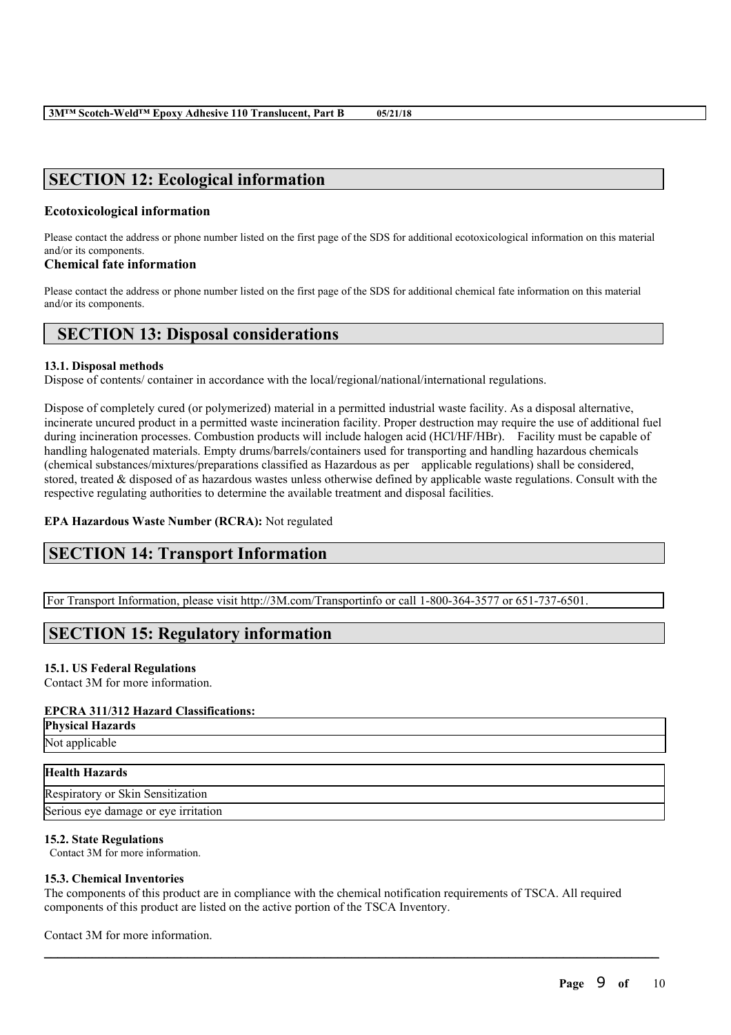## SECTION 12: Ecological information

### Ecotoxicological information

Please contact the address or phone number listed on the first page of the SDS for additional ecotoxicological information on this material and/or its components.

### Chemical fate information

Please contact the address or phone number listed on the first page of the SDS for additional chemical fate information on this material and/or its components.

## SECTION 13: Disposal considerations

#### 13.1. Disposal methods

Dispose of contents/ container in accordance with the local/regional/national/international regulations.

Dispose of completely cured (or polymerized) material in a permitted industrial waste facility. As a disposal alternative, incinerate uncured product in a permitted waste incineration facility. Proper destruction may require the use of additional fuel during incineration processes. Combustion products will include halogen acid (HCl/HF/HBr). Facility must be capable of handling halogenated materials. Empty drums/barrels/containers used for transporting and handling hazardous chemicals (chemical substances/mixtures/preparations classified as Hazardous as per applicable regulations) shall be considered, stored, treated & disposed of as hazardous wastes unless otherwise defined by applicable waste regulations. Consult with the respective regulating authorities to determine the available treatment and disposal facilities.

**EPA Hazardous Waste Number (RCRA):** Not regulated

## SECTION 14: Transport Information

For Transport Information, please visit http://3M.com/Transportinfo or call 1-800-364-3577 or 651-737-6501.

## SECTION 15: Regulatory information

#### 15.1. US Federal Regulations

Contact 3M for more information.

#### EPCRA 311/312 Hazard Classifications:

| Physical Hazards |
|---|
| Not applicable |

| Health Hazards |
|---|
| Respiratory or Skin Sensitization |
| Serious eye damage or eye irritation |

#### 15.2. State Regulations

Contact 3M for more information.

#### 15.3. Chemical Inventories

The components of this product are in compliance with the chemical notification requirements of TSCA. All required components of this product are listed on the active portion of the TSCA Inventory.

Contact 3M for more information.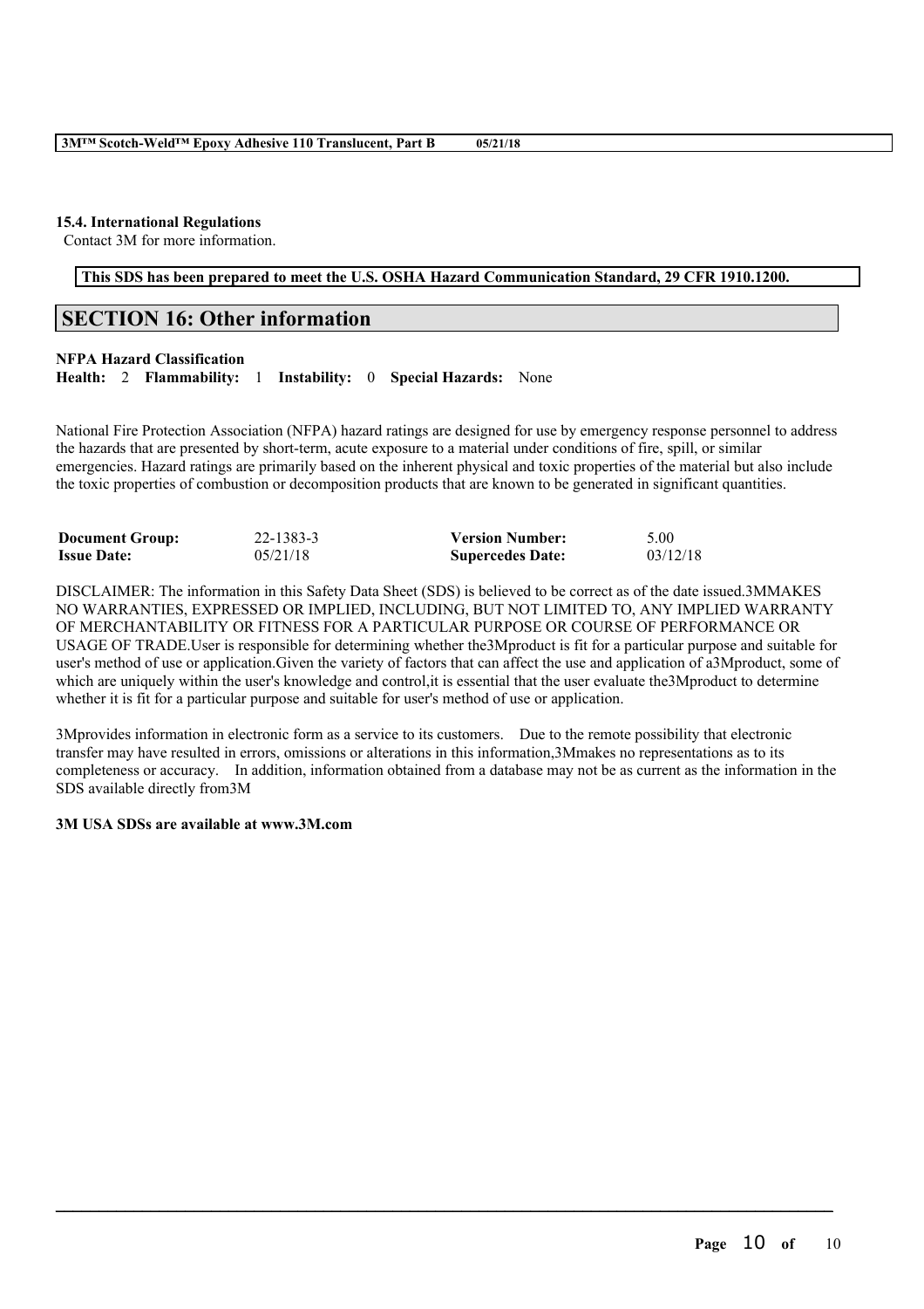**15.4. International Regulations**

Contact 3M for more information.

**This SDS has been prepared to meet the U.S. OSHA Hazard Communication Standard, 29 CFR 1910.1200.**

## SECTION 16: Other information

**NFPA Hazard Classification**

**Health:** 2 **Flammability:** 1 **Instability:** 0 **Special Hazards:** None

National Fire Protection Association (NFPA) hazard ratings are designed for use by emergency response personnel to address the hazards that are presented by short-term, acute exposure to a material under conditions of fire, spill, or similar emergencies. Hazard ratings are primarily based on the inherent physical and toxic properties of the material but also include the toxic properties of combustion or decomposition products that are known to be generated in significant quantities.

| | | | |
|---|---|---|---|
| **Document Group:** | 22-1383-3 | **Version Number:** | 5.00 |
| **Issue Date:** | 05/21/18 | **Supercedes Date:** | 03/12/18 |

DISCLAIMER: The information in this Safety Data Sheet (SDS) is believed to be correct as of the date issued.3MMAKES NO WARRANTIES, EXPRESSED OR IMPLIED, INCLUDING, BUT NOT LIMITED TO, ANY IMPLIED WARRANTY OF MERCHANTABILITY OR FITNESS FOR A PARTICULAR PURPOSE OR COURSE OF PERFORMANCE OR USAGE OF TRADE.User is responsible for determining whether the3Mproduct is fit for a particular purpose and suitable for user's method of use or application.Given the variety of factors that can affect the use and application of a3Mproduct, some of which are uniquely within the user's knowledge and control,it is essential that the user evaluate the3Mproduct to determine whether it is fit for a particular purpose and suitable for user's method of use or application.

3Mprovides information in electronic form as a service to its customers. Due to the remote possibility that electronic transfer may have resulted in errors, omissions or alterations in this information,3Mmakes no representations as to its completeness or accuracy. In addition, information obtained from a database may not be as current as the information in the SDS available directly from3M

**3M USA SDSs are available at www.3M.com**